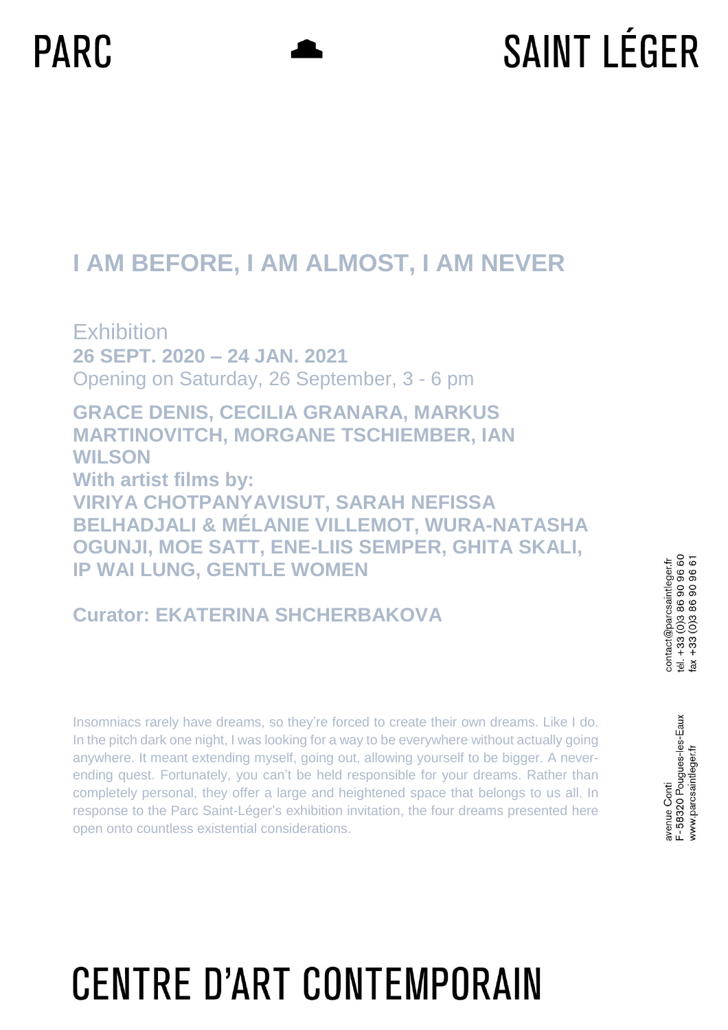PARC SAINT LÉGER

# I AM BEFORE, I AM ALMOST, I AM NEVER

Exhibition
**26 SEPT. 2020 – 24 JAN. 2021**
Opening on Saturday, 26 September, 3 - 6 pm

**GRACE DENIS, CECILIA GRANARA, MARKUS MARTINOVITCH, MORGANE TSCHIEMBER, IAN WILSON**
**With artist films by:**
**VIRIYA CHOTPANYAVISUT, SARAH NEFISSA BELHADJALI & MÉLANIE VILLEMOT, WURA-NATASHA OGUNJI, MOE SATT, ENE-LIIS SEMPER, GHITA SKALI, IP WAI LUNG, GENTLE WOMEN**

**Curator: EKATERINA SHCHERBAKOVA**

Insomniacs rarely have dreams, so they're forced to create their own dreams. Like I do. In the pitch dark one night, I was looking for a way to be everywhere without actually going anywhere. It meant extending myself, going out, allowing yourself to be bigger. A never-ending quest. Fortunately, you can't be held responsible for your dreams. Rather than completely personal, they offer a large and heightened space that belongs to us all. In response to the Parc Saint-Léger's exhibition invitation, the four dreams presented here open onto countless existential considerations.

contact@parcsaintleger.fr
tél. +33 (0)3 86 90 96 60
fax +33 (0)3 86 90 96 61

avenue Conti
F-58320 Pougues-les-Eaux
www.parcsaintleger.fr

CENTRE D'ART CONTEMPORAIN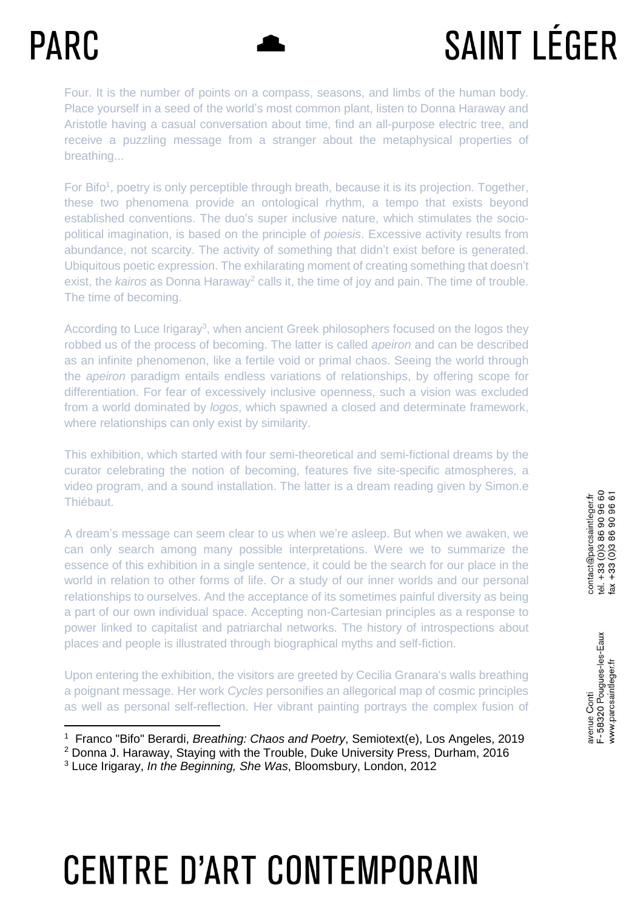Four. It is the number of points on a compass, seasons, and limbs of the human body. Place yourself in a seed of the world's most common plant, listen to Donna Haraway and Aristotle having a casual conversation about time, find an all-purpose electric tree, and receive a puzzling message from a stranger about the metaphysical properties of breathing...

For Bifo[1], poetry is only perceptible through breath, because it is its projection. Together, these two phenomena provide an ontological rhythm, a tempo that exists beyond established conventions. The duo's super inclusive nature, which stimulates the socio-political imagination, is based on the principle of *poiesis*. Excessive activity results from abundance, not scarcity. The activity of something that didn't exist before is generated. Ubiquitous poetic expression. The exhilarating moment of creating something that doesn't exist, the *kairos* as Donna Haraway[2] calls it, the time of joy and pain. The time of trouble. The time of becoming.

According to Luce Irigaray[3], when ancient Greek philosophers focused on the logos they robbed us of the process of becoming. The latter is called *apeiron* and can be described as an infinite phenomenon, like a fertile void or primal chaos. Seeing the world through the *apeiron* paradigm entails endless variations of relationships, by offering scope for differentiation. For fear of excessively inclusive openness, such a vision was excluded from a world dominated by *logos*, which spawned a closed and determinate framework, where relationships can only exist by similarity.

This exhibition, which started with four semi-theoretical and semi-fictional dreams by the curator celebrating the notion of becoming, features five site-specific atmospheres, a video program, and a sound installation. The latter is a dream reading given by Simon.e Thiébaut.

A dream's message can seem clear to us when we're asleep. But when we awaken, we can only search among many possible interpretations. Were we to summarize the essence of this exhibition in a single sentence, it could be the search for our place in the world in relation to other forms of life. Or a study of our inner worlds and our personal relationships to ourselves. And the acceptance of its sometimes painful diversity as being a part of our own individual space. Accepting non-Cartesian principles as a response to power linked to capitalist and patriarchal networks. The history of introspections about places and people is illustrated through biographical myths and self-fiction.

Upon entering the exhibition, the visitors are greeted by Cecilia Granara's walls breathing a poignant message. Her work *Cycles* personifies an allegorical map of cosmic principles as well as personal self-reflection. Her vibrant painting portrays the complex fusion of

---

[1] Franco "Bifo" Berardi, *Breathing: Chaos and Poetry*, Semiotext(e), Los Angeles, 2019
[2] Donna J. Haraway, Staying with the Trouble, Duke University Press, Durham, 2016
[3] Luce Irigaray, *In the Beginning, She Was*, Bloomsbury, London, 2012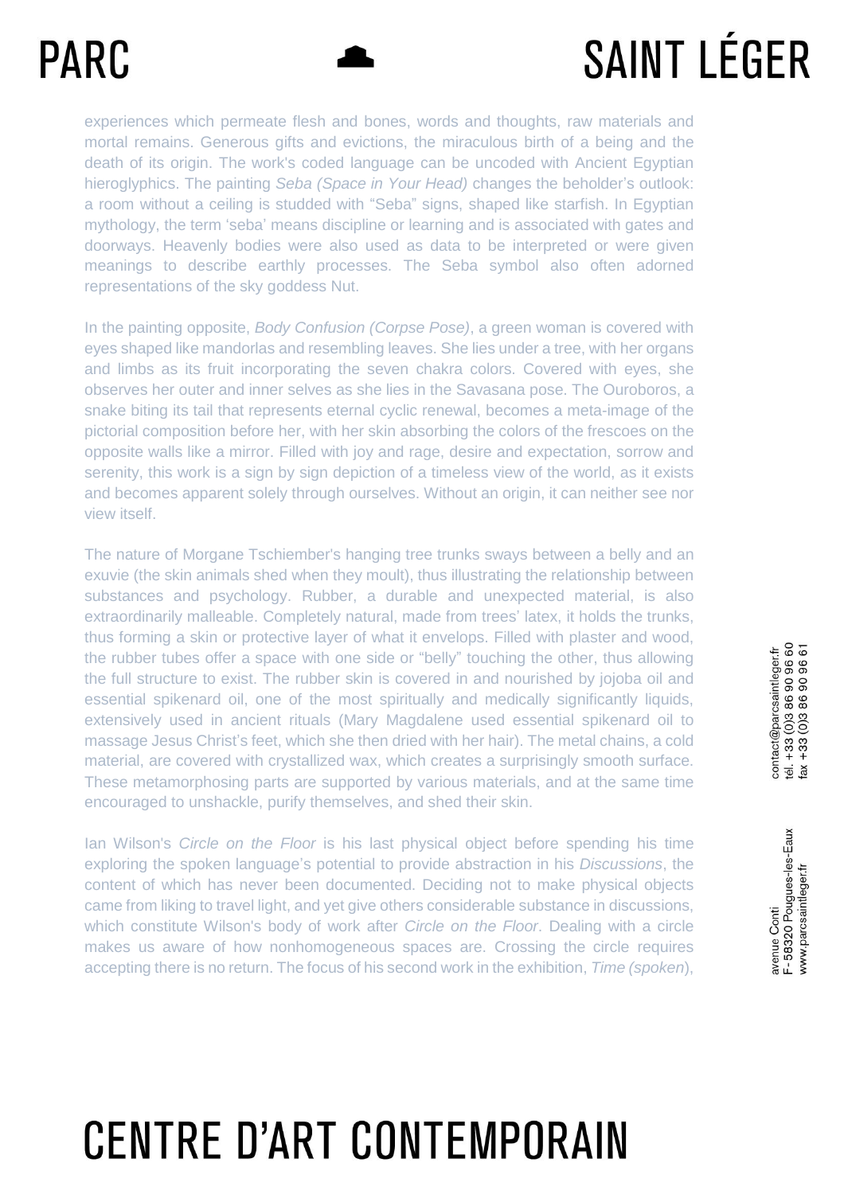experiences which permeate flesh and bones, words and thoughts, raw materials and mortal remains. Generous gifts and evictions, the miraculous birth of a being and the death of its origin. The work's coded language can be uncoded with Ancient Egyptian hieroglyphics. The painting *Seba (Space in Your Head)* changes the beholder's outlook: a room without a ceiling is studded with "Seba" signs, shaped like starfish. In Egyptian mythology, the term 'seba' means discipline or learning and is associated with gates and doorways. Heavenly bodies were also used as data to be interpreted or were given meanings to describe earthly processes. The Seba symbol also often adorned representations of the sky goddess Nut.

In the painting opposite, *Body Confusion (Corpse Pose)*, a green woman is covered with eyes shaped like mandorlas and resembling leaves. She lies under a tree, with her organs and limbs as its fruit incorporating the seven chakra colors. Covered with eyes, she observes her outer and inner selves as she lies in the Savasana pose. The Ouroboros, a snake biting its tail that represents eternal cyclic renewal, becomes a meta-image of the pictorial composition before her, with her skin absorbing the colors of the frescoes on the opposite walls like a mirror. Filled with joy and rage, desire and expectation, sorrow and serenity, this work is a sign by sign depiction of a timeless view of the world, as it exists and becomes apparent solely through ourselves. Without an origin, it can neither see nor view itself.

The nature of Morgane Tschiember's hanging tree trunks sways between a belly and an exuvie (the skin animals shed when they moult), thus illustrating the relationship between substances and psychology. Rubber, a durable and unexpected material, is also extraordinarily malleable. Completely natural, made from trees' latex, it holds the trunks, thus forming a skin or protective layer of what it envelops. Filled with plaster and wood, the rubber tubes offer a space with one side or "belly" touching the other, thus allowing the full structure to exist. The rubber skin is covered in and nourished by jojoba oil and essential spikenard oil, one of the most spiritually and medically significantly liquids, extensively used in ancient rituals (Mary Magdalene used essential spikenard oil to massage Jesus Christ's feet, which she then dried with her hair). The metal chains, a cold material, are covered with crystallized wax, which creates a surprisingly smooth surface. These metamorphosing parts are supported by various materials, and at the same time encouraged to unshackle, purify themselves, and shed their skin.

Ian Wilson's *Circle on the Floor* is his last physical object before spending his time exploring the spoken language's potential to provide abstraction in his *Discussions*, the content of which has never been documented. Deciding not to make physical objects came from liking to travel light, and yet give others considerable substance in discussions, which constitute Wilson's body of work after *Circle on the Floor*. Dealing with a circle makes us aware of how nonhomogeneous spaces are. Crossing the circle requires accepting there is no return. The focus of his second work in the exhibition, *Time (spoken*),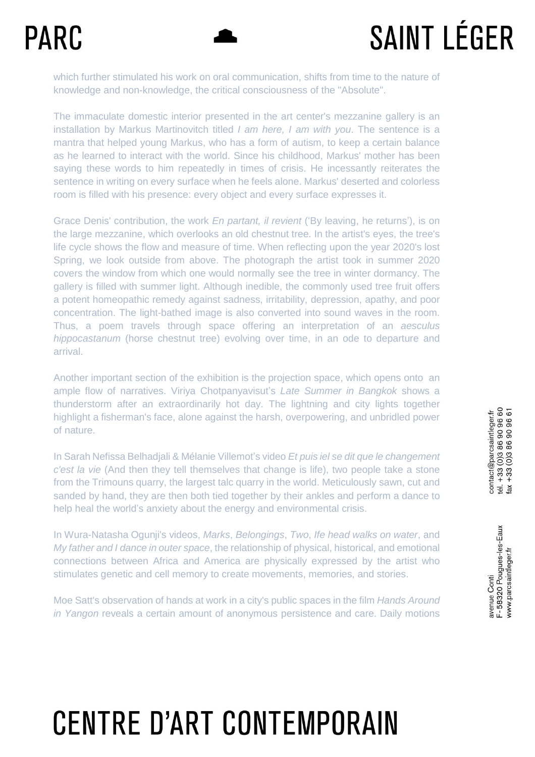which further stimulated his work on oral communication, shifts from time to the nature of knowledge and non-knowledge, the critical consciousness of the "Absolute".

The immaculate domestic interior presented in the art center's mezzanine gallery is an installation by Markus Martinovitch titled *I am here, I am with you*. The sentence is a mantra that helped young Markus, who has a form of autism, to keep a certain balance as he learned to interact with the world. Since his childhood, Markus' mother has been saying these words to him repeatedly in times of crisis. He incessantly reiterates the sentence in writing on every surface when he feels alone. Markus' deserted and colorless room is filled with his presence: every object and every surface expresses it.

Grace Denis' contribution, the work *En partant, il revient* ('By leaving, he returns'), is on the large mezzanine, which overlooks an old chestnut tree. In the artist's eyes, the tree's life cycle shows the flow and measure of time. When reflecting upon the year 2020's lost Spring, we look outside from above. The photograph the artist took in summer 2020 covers the window from which one would normally see the tree in winter dormancy. The gallery is filled with summer light. Although inedible, the commonly used tree fruit offers a potent homeopathic remedy against sadness, irritability, depression, apathy, and poor concentration. The light-bathed image is also converted into sound waves in the room. Thus, a poem travels through space offering an interpretation of an *aesculus hippocastanum* (horse chestnut tree) evolving over time, in an ode to departure and arrival.

Another important section of the exhibition is the projection space, which opens onto an ample flow of narratives. Viriya Chotpanyavisut's *Late Summer in Bangkok* shows a thunderstorm after an extraordinarily hot day. The lightning and city lights together highlight a fisherman's face, alone against the harsh, overpowering, and unbridled power of nature.

In Sarah Nefissa Belhadjali & Mélanie Villemot's video *Et puis iel se dit que le changement c'est la vie* (And then they tell themselves that change is life), two people take a stone from the Trimouns quarry, the largest talc quarry in the world. Meticulously sawn, cut and sanded by hand, they are then both tied together by their ankles and perform a dance to help heal the world's anxiety about the energy and environmental crisis.

In Wura-Natasha Ogunji's videos, *Marks*, *Belongings*, *Two*, *Ife head walks on water*, and *My father and I dance in outer space*, the relationship of physical, historical, and emotional connections between Africa and America are physically expressed by the artist who stimulates genetic and cell memory to create movements, memories, and stories.

Moe Satt's observation of hands at work in a city's public spaces in the film *Hands Around in Yangon* reveals a certain amount of anonymous persistence and care. Daily motions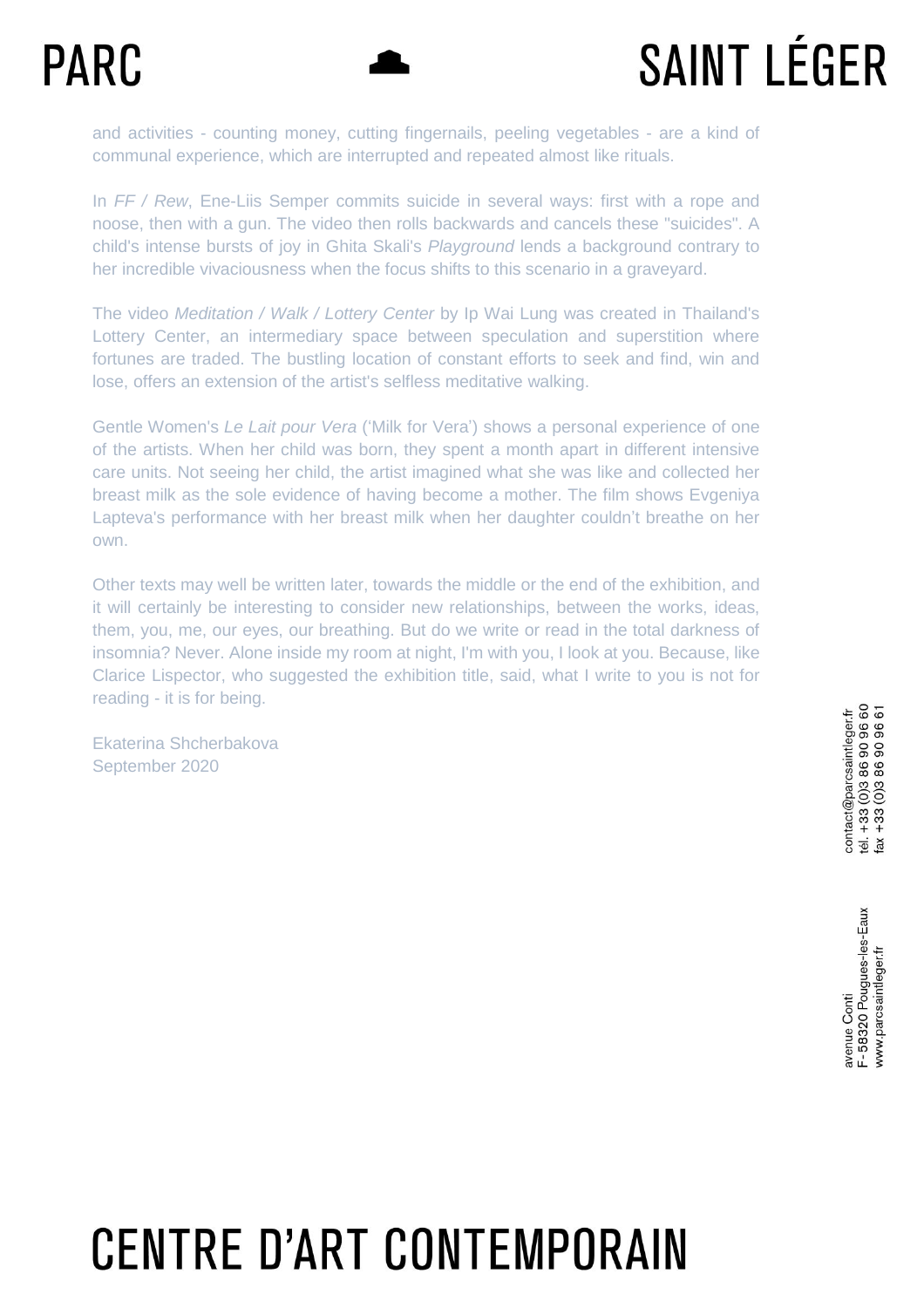and activities - counting money, cutting fingernails, peeling vegetables - are a kind of communal experience, which are interrupted and repeated almost like rituals.

In *FF / Rew*, Ene-Liis Semper commits suicide in several ways: first with a rope and noose, then with a gun. The video then rolls backwards and cancels these "suicides". A child's intense bursts of joy in Ghita Skali's *Playground* lends a background contrary to her incredible vivaciousness when the focus shifts to this scenario in a graveyard.

The video *Meditation / Walk / Lottery Center* by Ip Wai Lung was created in Thailand's Lottery Center, an intermediary space between speculation and superstition where fortunes are traded. The bustling location of constant efforts to seek and find, win and lose, offers an extension of the artist's selfless meditative walking.

Gentle Women's *Le Lait pour Vera* ('Milk for Vera') shows a personal experience of one of the artists. When her child was born, they spent a month apart in different intensive care units. Not seeing her child, the artist imagined what she was like and collected her breast milk as the sole evidence of having become a mother. The film shows Evgeniya Lapteva's performance with her breast milk when her daughter couldn't breathe on her own.

Other texts may well be written later, towards the middle or the end of the exhibition, and it will certainly be interesting to consider new relationships, between the works, ideas, them, you, me, our eyes, our breathing. But do we write or read in the total darkness of insomnia? Never. Alone inside my room at night, I'm with you, I look at you. Because, like Clarice Lispector, who suggested the exhibition title, said, what I write to you is not for reading - it is for being.

Ekaterina Shcherbakova
September 2020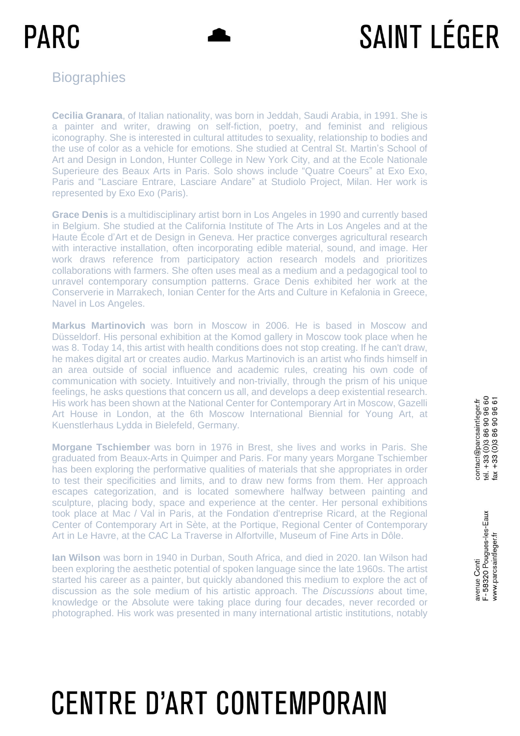## Biographies

**Cecilia Granara**, of Italian nationality, was born in Jeddah, Saudi Arabia, in 1991. She is a painter and writer, drawing on self-fiction, poetry, and feminist and religious iconography. She is interested in cultural attitudes to sexuality, relationship to bodies and the use of color as a vehicle for emotions. She studied at Central St. Martin's School of Art and Design in London, Hunter College in New York City, and at the Ecole Nationale Superieure des Beaux Arts in Paris. Solo shows include "Quatre Coeurs" at Exo Exo, Paris and "Lasciare Entrare, Lasciare Andare" at Studiolo Project, Milan. Her work is represented by Exo Exo (Paris).

**Grace Denis** is a multidisciplinary artist born in Los Angeles in 1990 and currently based in Belgium. She studied at the California Institute of The Arts in Los Angeles and at the Haute École d'Art et de Design in Geneva. Her practice converges agricultural research with interactive installation, often incorporating edible material, sound, and image. Her work draws reference from participatory action research models and prioritizes collaborations with farmers. She often uses meal as a medium and a pedagogical tool to unravel contemporary consumption patterns. Grace Denis exhibited her work at the Conserverie in Marrakech, Ionian Center for the Arts and Culture in Kefalonia in Greece, Navel in Los Angeles.

**Markus Martinovich** was born in Moscow in 2006. He is based in Moscow and Düsseldorf. His personal exhibition at the Komod gallery in Moscow took place when he was 8. Today 14, this artist with health conditions does not stop creating. If he can't draw, he makes digital art or creates audio. Markus Martinovich is an artist who finds himself in an area outside of social influence and academic rules, creating his own code of communication with society. Intuitively and non-trivially, through the prism of his unique feelings, he asks questions that concern us all, and develops a deep existential research. His work has been shown at the National Center for Contemporary Art in Moscow, Gazelli Art House in London, at the 6th Moscow International Biennial for Young Art, at Kuenstlerhaus Lydda in Bielefeld, Germany.

**Morgane Tschiember** was born in 1976 in Brest, she lives and works in Paris. She graduated from Beaux-Arts in Quimper and Paris. For many years Morgane Tschiember has been exploring the performative qualities of materials that she appropriates in order to test their specificities and limits, and to draw new forms from them. Her approach escapes categorization, and is located somewhere halfway between painting and sculpture, placing body, space and experience at the center. Her personal exhibitions took place at Mac / Val in Paris, at the Fondation d'entreprise Ricard, at the Regional Center of Contemporary Art in Sète, at the Portique, Regional Center of Contemporary Art in Le Havre, at the CAC La Traverse in Alfortville, Museum of Fine Arts in Dôle.

**Ian Wilson** was born in 1940 in Durban, South Africa, and died in 2020. Ian Wilson had been exploring the aesthetic potential of spoken language since the late 1960s. The artist started his career as a painter, but quickly abandoned this medium to explore the act of discussion as the sole medium of his artistic approach. The *Discussions* about time, knowledge or the Absolute were taking place during four decades, never recorded or photographed. His work was presented in many international artistic institutions, notably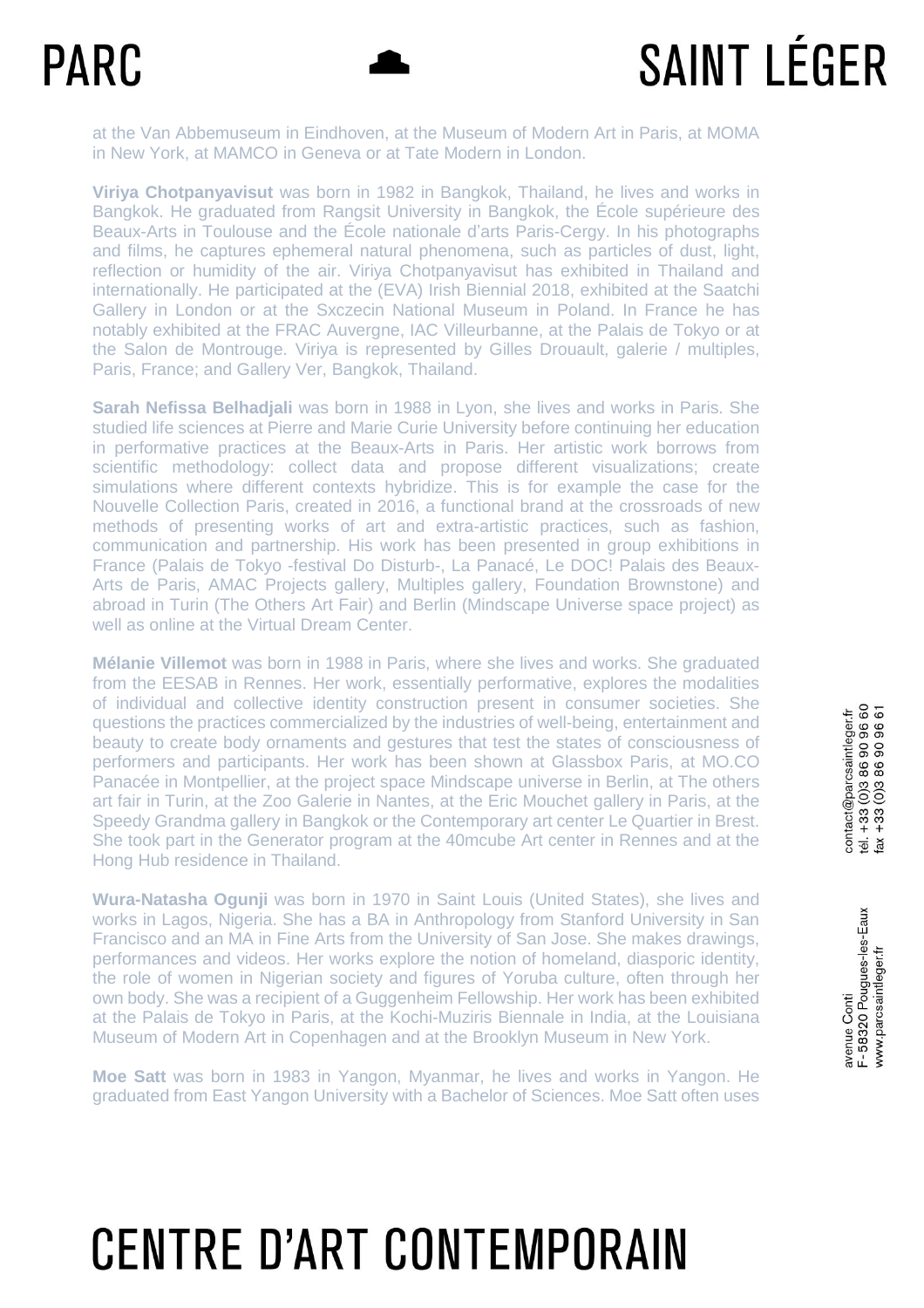at the Van Abbemuseum in Eindhoven, at the Museum of Modern Art in Paris, at MOMA in New York, at MAMCO in Geneva or at Tate Modern in London.

**Viriya Chotpanyavisut** was born in 1982 in Bangkok, Thailand, he lives and works in Bangkok. He graduated from Rangsit University in Bangkok, the École supérieure des Beaux-Arts in Toulouse and the École nationale d'arts Paris-Cergy. In his photographs and films, he captures ephemeral natural phenomena, such as particles of dust, light, reflection or humidity of the air. Viriya Chotpanyavisut has exhibited in Thailand and internationally. He participated at the (EVA) Irish Biennial 2018, exhibited at the Saatchi Gallery in London or at the Sxczecin National Museum in Poland. In France he has notably exhibited at the FRAC Auvergne, IAC Villeurbanne, at the Palais de Tokyo or at the Salon de Montrouge. Viriya is represented by Gilles Drouault, galerie / multiples, Paris, France; and Gallery Ver, Bangkok, Thailand.

**Sarah Nefissa Belhadjali** was born in 1988 in Lyon, she lives and works in Paris. She studied life sciences at Pierre and Marie Curie University before continuing her education in performative practices at the Beaux-Arts in Paris. Her artistic work borrows from scientific methodology: collect data and propose different visualizations; create simulations where different contexts hybridize. This is for example the case for the Nouvelle Collection Paris, created in 2016, a functional brand at the crossroads of new methods of presenting works of art and extra-artistic practices, such as fashion, communication and partnership. His work has been presented in group exhibitions in France (Palais de Tokyo -festival Do Disturb-, La Panacé, Le DOC! Palais des Beaux-Arts de Paris, AMAC Projects gallery, Multiples gallery, Foundation Brownstone) and abroad in Turin (The Others Art Fair) and Berlin (Mindscape Universe space project) as well as online at the Virtual Dream Center.

**Mélanie Villemot** was born in 1988 in Paris, where she lives and works. She graduated from the EESAB in Rennes. Her work, essentially performative, explores the modalities of individual and collective identity construction present in consumer societies. She questions the practices commercialized by the industries of well-being, entertainment and beauty to create body ornaments and gestures that test the states of consciousness of performers and participants. Her work has been shown at Glassbox Paris, at MO.CO Panacée in Montpellier, at the project space Mindscape universe in Berlin, at The others art fair in Turin, at the Zoo Galerie in Nantes, at the Eric Mouchet gallery in Paris, at the Speedy Grandma gallery in Bangkok or the Contemporary art center Le Quartier in Brest. She took part in the Generator program at the 40mcube Art center in Rennes and at the Hong Hub residence in Thailand.

**Wura-Natasha Ogunji** was born in 1970 in Saint Louis (United States), she lives and works in Lagos, Nigeria. She has a BA in Anthropology from Stanford University in San Francisco and an MA in Fine Arts from the University of San Jose. She makes drawings, performances and videos. Her works explore the notion of homeland, diasporic identity, the role of women in Nigerian society and figures of Yoruba culture, often through her own body. She was a recipient of a Guggenheim Fellowship. Her work has been exhibited at the Palais de Tokyo in Paris, at the Kochi-Muziris Biennale in India, at the Louisiana Museum of Modern Art in Copenhagen and at the Brooklyn Museum in New York.

**Moe Satt** was born in 1983 in Yangon, Myanmar, he lives and works in Yangon. He graduated from East Yangon University with a Bachelor of Sciences. Moe Satt often uses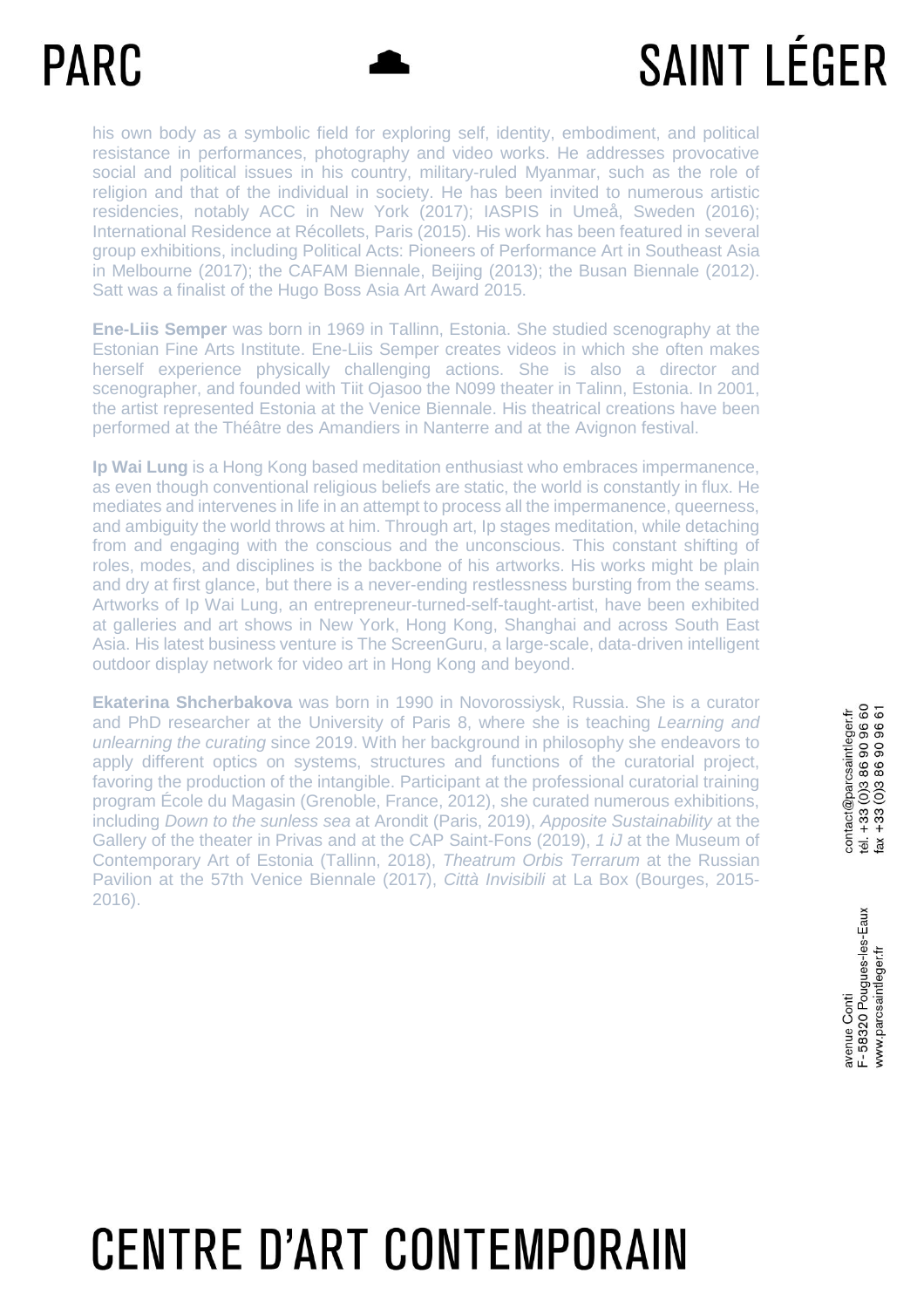his own body as a symbolic field for exploring self, identity, embodiment, and political resistance in performances, photography and video works. He addresses provocative social and political issues in his country, military-ruled Myanmar, such as the role of religion and that of the individual in society. He has been invited to numerous artistic residencies, notably ACC in New York (2017); IASPIS in Umeå, Sweden (2016); International Residence at Récollets, Paris (2015). His work has been featured in several group exhibitions, including Political Acts: Pioneers of Performance Art in Southeast Asia in Melbourne (2017); the CAFAM Biennale, Beijing (2013); the Busan Biennale (2012). Satt was a finalist of the Hugo Boss Asia Art Award 2015.

**Ene-Liis Semper** was born in 1969 in Tallinn, Estonia. She studied scenography at the Estonian Fine Arts Institute. Ene-Liis Semper creates videos in which she often makes herself experience physically challenging actions. She is also a director and scenographer, and founded with Tiit Ojasoo the N099 theater in Talinn, Estonia. In 2001, the artist represented Estonia at the Venice Biennale. His theatrical creations have been performed at the Théâtre des Amandiers in Nanterre and at the Avignon festival.

**Ip Wai Lung** is a Hong Kong based meditation enthusiast who embraces impermanence, as even though conventional religious beliefs are static, the world is constantly in flux. He mediates and intervenes in life in an attempt to process all the impermanence, queerness, and ambiguity the world throws at him. Through art, Ip stages meditation, while detaching from and engaging with the conscious and the unconscious. This constant shifting of roles, modes, and disciplines is the backbone of his artworks. His works might be plain and dry at first glance, but there is a never-ending restlessness bursting from the seams. Artworks of Ip Wai Lung, an entrepreneur-turned-self-taught-artist, have been exhibited at galleries and art shows in New York, Hong Kong, Shanghai and across South East Asia. His latest business venture is The ScreenGuru, a large-scale, data-driven intelligent outdoor display network for video art in Hong Kong and beyond.

**Ekaterina Shcherbakova** was born in 1990 in Novorossiysk, Russia. She is a curator and PhD researcher at the University of Paris 8, where she is teaching *Learning and unlearning the curating* since 2019. With her background in philosophy she endeavors to apply different optics on systems, structures and functions of the curatorial project, favoring the production of the intangible. Participant at the professional curatorial training program École du Magasin (Grenoble, France, 2012), she curated numerous exhibitions, including *Down to the sunless sea* at Arondit (Paris, 2019), *Apposite Sustainability* at the Gallery of the theater in Privas and at the CAP Saint-Fons (2019), *1 iJ* at the Museum of Contemporary Art of Estonia (Tallinn, 2018), *Theatrum Orbis Terrarum* at the Russian Pavilion at the 57th Venice Biennale (2017), *Città Invisibili* at La Box (Bourges, 2015-2016).